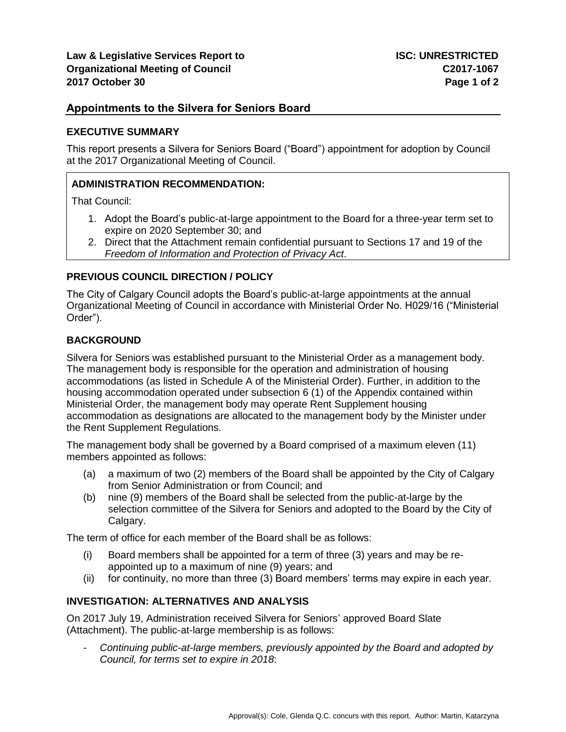**Law & Legislative Services Report to Organizational Meeting of Council**
**2017 October 30**

**ISC: UNRESTRICTED**
**C2017-1067**

## Appointments to the Silvera for Seniors Board

### EXECUTIVE SUMMARY

This report presents a Silvera for Seniors Board ("Board") appointment for adoption by Council at the 2017 Organizational Meeting of Council.

### ADMINISTRATION RECOMMENDATION:

That Council:

1. Adopt the Board's public-at-large appointment to the Board for a three-year term set to expire on 2020 September 30; and
2. Direct that the Attachment remain confidential pursuant to Sections 17 and 19 of the *Freedom of Information and Protection of Privacy Act*.

### PREVIOUS COUNCIL DIRECTION / POLICY

The City of Calgary Council adopts the Board's public-at-large appointments at the annual Organizational Meeting of Council in accordance with Ministerial Order No. H029/16 ("Ministerial Order").

### BACKGROUND

Silvera for Seniors was established pursuant to the Ministerial Order as a management body. The management body is responsible for the operation and administration of housing accommodations (as listed in Schedule A of the Ministerial Order). Further, in addition to the housing accommodation operated under subsection 6 (1) of the Appendix contained within Ministerial Order, the management body may operate Rent Supplement housing accommodation as designations are allocated to the management body by the Minister under the Rent Supplement Regulations.

The management body shall be governed by a Board comprised of a maximum eleven (11) members appointed as follows:

(a) a maximum of two (2) members of the Board shall be appointed by the City of Calgary from Senior Administration or from Council; and
(b) nine (9) members of the Board shall be selected from the public-at-large by the selection committee of the Silvera for Seniors and adopted to the Board by the City of Calgary.

The term of office for each member of the Board shall be as follows:

(i) Board members shall be appointed for a term of three (3) years and may be re-appointed up to a maximum of nine (9) years; and
(ii) for continuity, no more than three (3) Board members' terms may expire in each year.

### INVESTIGATION: ALTERNATIVES AND ANALYSIS

On 2017 July 19, Administration received Silvera for Seniors' approved Board Slate (Attachment). The public-at-large membership is as follows:

- *Continuing public-at-large members, previously appointed by the Board and adopted by Council, for terms set to expire in 2018*:

Approval(s): Cole, Glenda Q.C. concurs with this report. Author: Martin, Katarzyna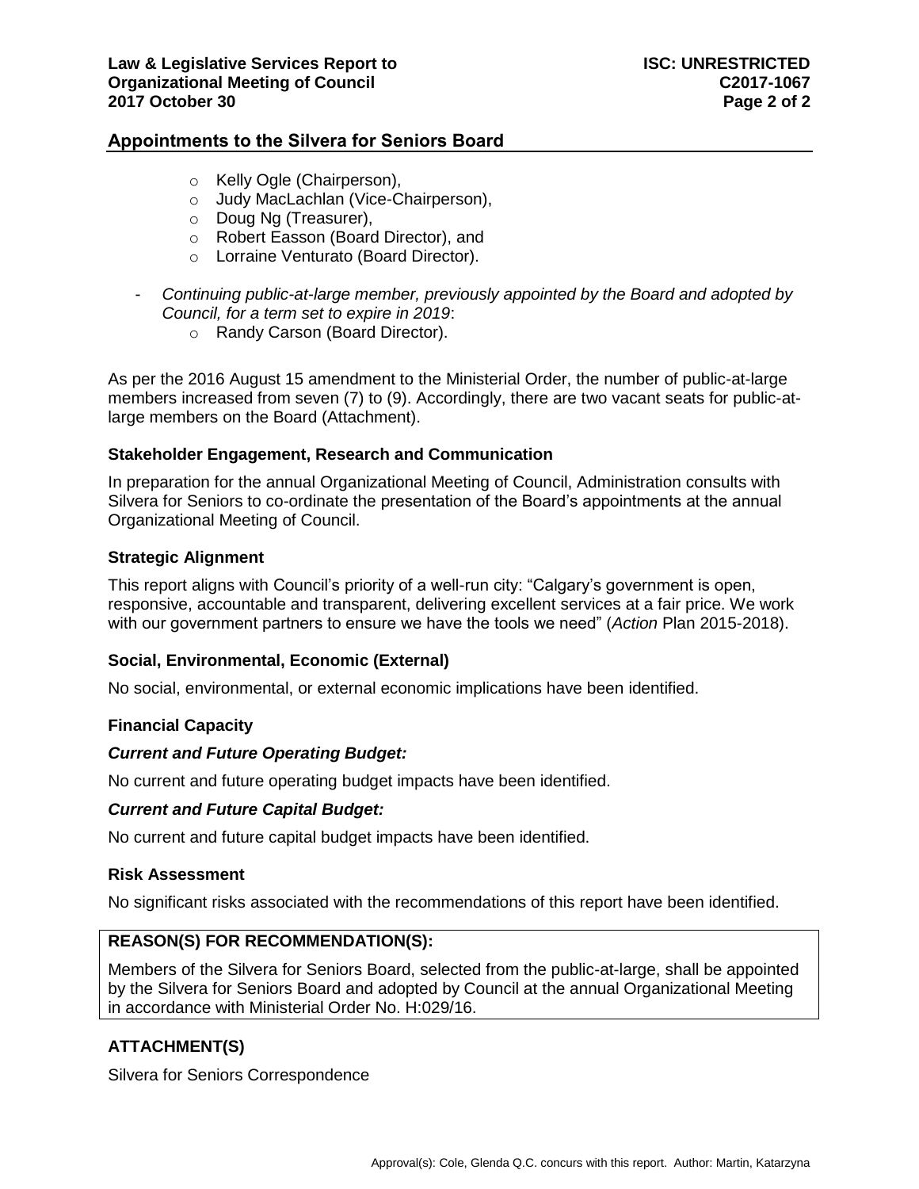## Appointments to the Silvera for Seniors Board

- Kelly Ogle (Chairperson),
- Judy MacLachlan (Vice-Chairperson),
- Doug Ng (Treasurer),
- Robert Easson (Board Director), and
- Lorraine Venturato (Board Director).

- *Continuing public-at-large member, previously appointed by the Board and adopted by Council, for a term set to expire in 2019*:
  - Randy Carson (Board Director).

As per the 2016 August 15 amendment to the Ministerial Order, the number of public-at-large members increased from seven (7) to (9). Accordingly, there are two vacant seats for public-at-large members on the Board (Attachment).

### Stakeholder Engagement, Research and Communication

In preparation for the annual Organizational Meeting of Council, Administration consults with Silvera for Seniors to co-ordinate the presentation of the Board's appointments at the annual Organizational Meeting of Council.

### Strategic Alignment

This report aligns with Council's priority of a well-run city: "Calgary's government is open, responsive, accountable and transparent, delivering excellent services at a fair price. We work with our government partners to ensure we have the tools we need" (*Action* Plan 2015-2018).

### Social, Environmental, Economic (External)

No social, environmental, or external economic implications have been identified.

### Financial Capacity

#### *Current and Future Operating Budget:*

No current and future operating budget impacts have been identified.

#### *Current and Future Capital Budget:*

No current and future capital budget impacts have been identified.

### Risk Assessment

No significant risks associated with the recommendations of this report have been identified.

### REASON(S) FOR RECOMMENDATION(S):

Members of the Silvera for Seniors Board, selected from the public-at-large, shall be appointed by the Silvera for Seniors Board and adopted by Council at the annual Organizational Meeting in accordance with Ministerial Order No. H:029/16.

### ATTACHMENT(S)

Silvera for Seniors Correspondence

Approval(s): Cole, Glenda Q.C. concurs with this report. Author: Martin, Katarzyna